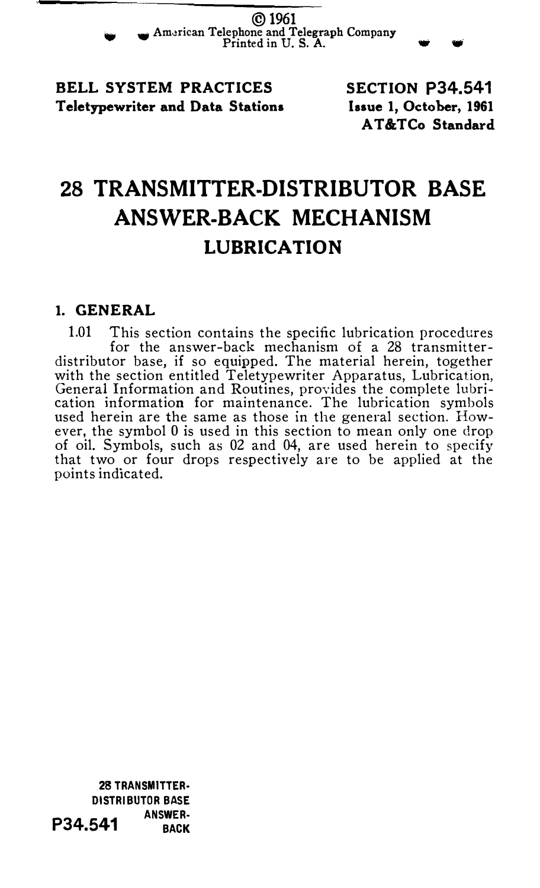© 1961
American Telephone and Telegraph Company
Printed in U. S. A.

**BELL SYSTEM PRACTICES**
**Teletypewriter and Data Stations**

**SECTION P34.541**
**Issue 1, October, 1961**
**AT&TCo Standard**

# 28 TRANSMITTER-DISTRIBUTOR BASE ANSWER-BACK MECHANISM

## LUBRICATION

### 1. GENERAL

1.01 This section contains the specific lubrication procedures for the answer-back mechanism of a 28 transmitter-distributor base, if so equipped. The material herein, together with the section entitled Teletypewriter Apparatus, Lubrication, General Information and Routines, provides the complete lubrication information for maintenance. The lubrication symbols used herein are the same as those in the general section. However, the symbol 0 is used in this section to mean only one drop of oil. Symbols, such as 02 and 04, are used herein to specify that two or four drops respectively are to be applied at the points indicated.

**28 TRANSMITTER-DISTRIBUTOR BASE ANSWER-BACK**
**P34.541**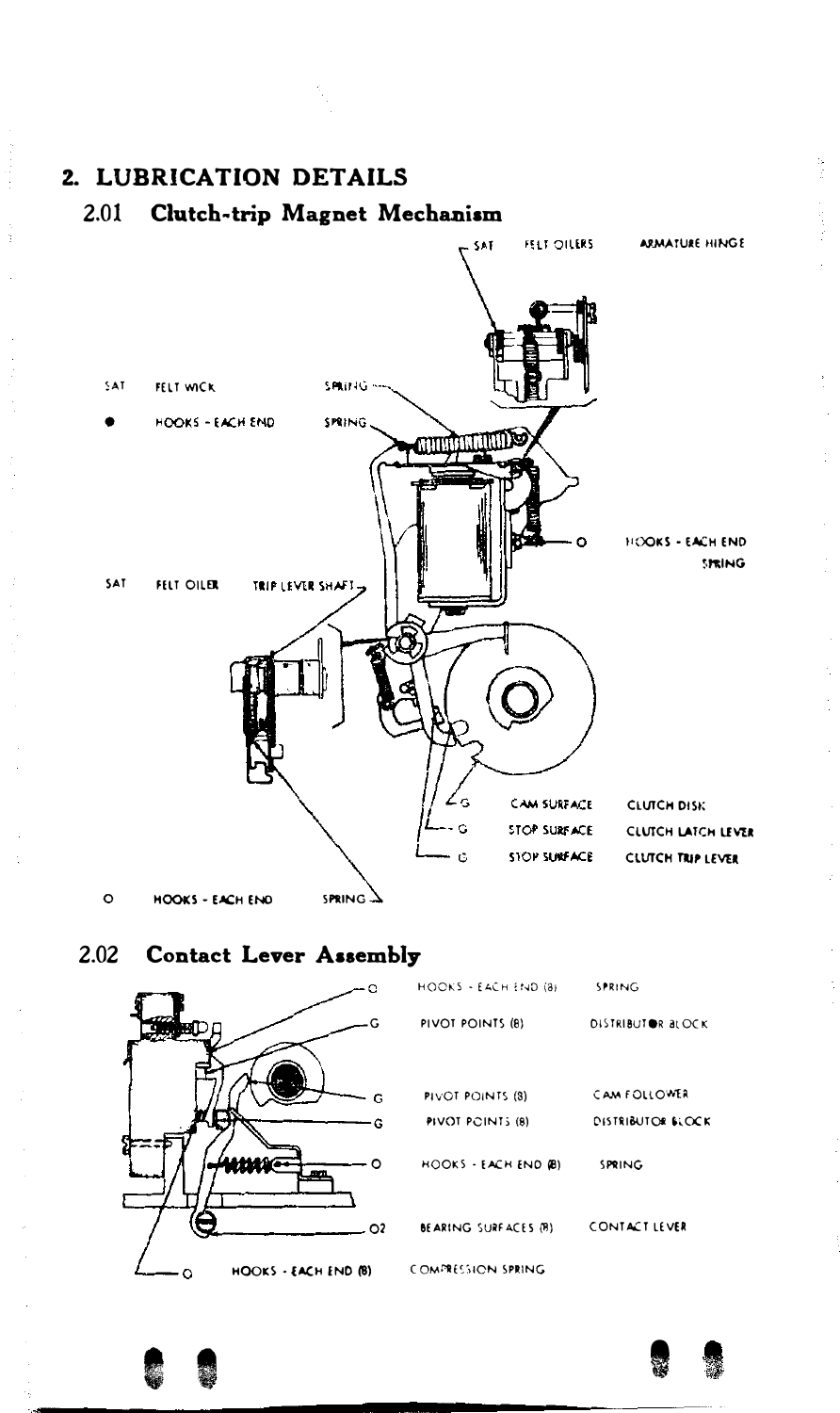## 2. LUBRICATION DETAILS

### 2.01 Clutch-trip Magnet Mechanism

SAT FELT OILERS ARMATURE HINGE

SAT FELT WICK SPRING

● HOOKS - EACH END SPRING

O HOOKS - EACH END SPRING

SAT FELT OILER TRIP LEVER SHAFT

G CAM SURFACE CLUTCH DISK

G STOP SURFACE CLUTCH LATCH LEVER

G STOP SURFACE CLUTCH TRIP LEVER

O HOOKS - EACH END SPRING

### 2.02 Contact Lever Assembly

O HOOKS - EACH END (8) SPRING

G PIVOT POINTS (8) DISTRIBUTOR BLOCK

G PIVOT POINTS (8) CAM FOLLOWER

G PIVOT POINTS (8) DISTRIBUTOR BLOCK

O HOOKS - EACH END (8) SPRING

O2 BEARING SURFACES (8) CONTACT LEVER

O HOOKS - EACH END (8) COMPRESSION SPRING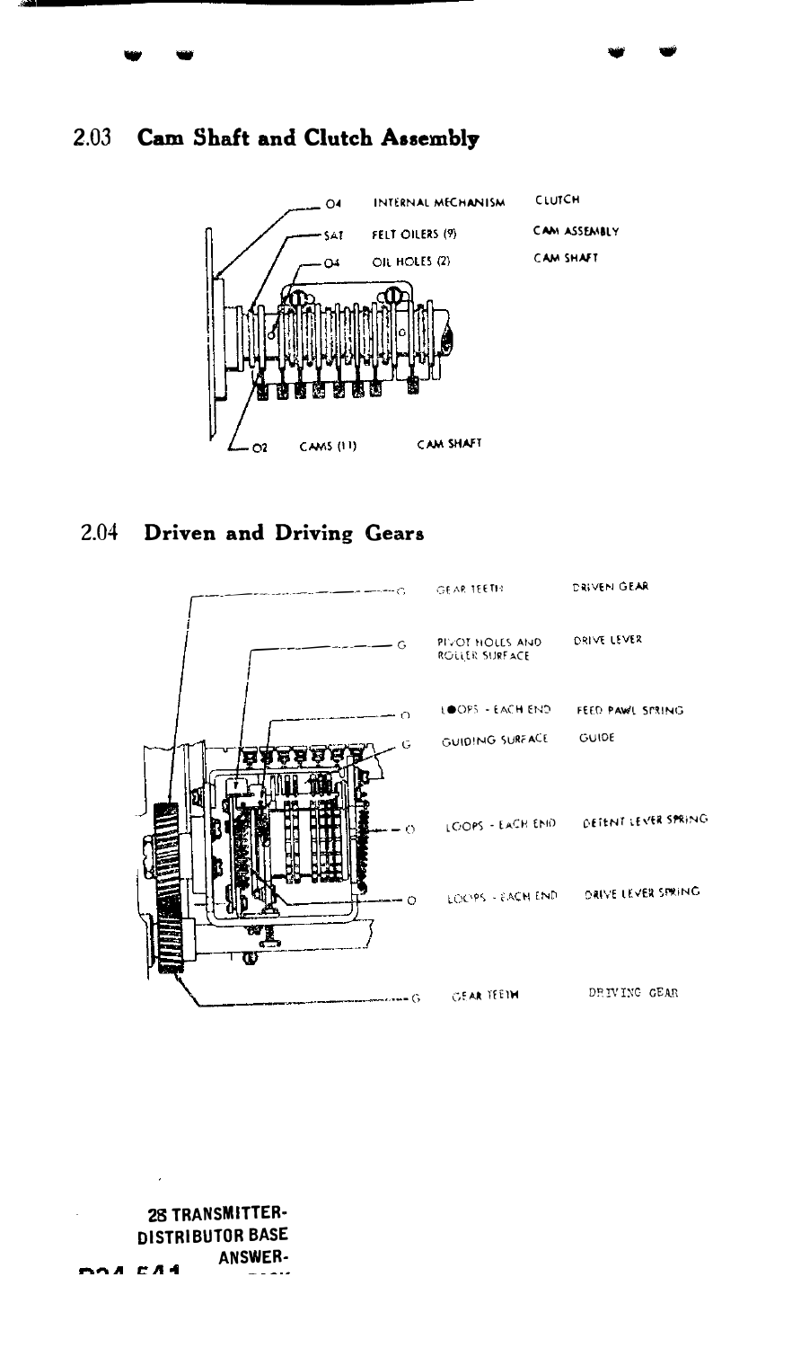## 2.03 Cam Shaft and Clutch Assembly

| | | |
|---|---|---|
| O4 | INTERNAL MECHANISM | CLUTCH |
| SAT | FELT OILERS (9) | CAM ASSEMBLY |
| O4 | OIL HOLES (2) | CAM SHAFT |
| O2 | CAMS (11) | CAM SHAFT |

## 2.04 Driven and Driving Gears

| | | |
|---|---|---|
| G | GEAR TEETH | DRIVEN GEAR |
| G | PIVOT HOLES AND ROLLER SURFACE | DRIVE LEVER |
| O | LOOPS - EACH END | FEED PAWL SPRING |
| G | GUIDING SURFACE | GUIDE |
| O | LOOPS - EACH END | DETENT LEVER SPRING |
| O | LOOPS - EACH END | DRIVE LEVER SPRING |
| G | GEAR TEETH | DRIVING GEAR |

28 TRANSMITTER-DISTRIBUTOR BASE ANSWER-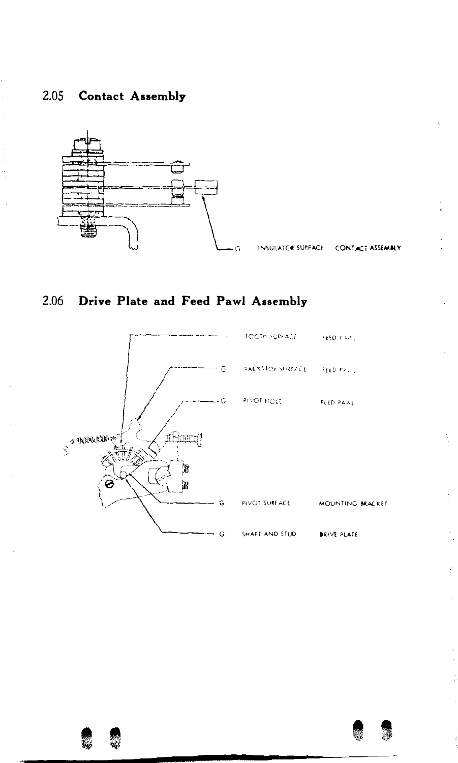## 2.05 Contact Assembly

G INSULATOR SURFACE CONTACT ASSEMBLY

## 2.06 Drive Plate and Feed Pawl Assembly

G TOOTH SURFACE FEED PAWL

G BACKSTOP SURFACE FEED PAWL

G PIVOT HOLE FEED PAWL

G PIVOT SURFACE MOUNTING BRACKET

G SHAFT AND STUD DRIVE PLATE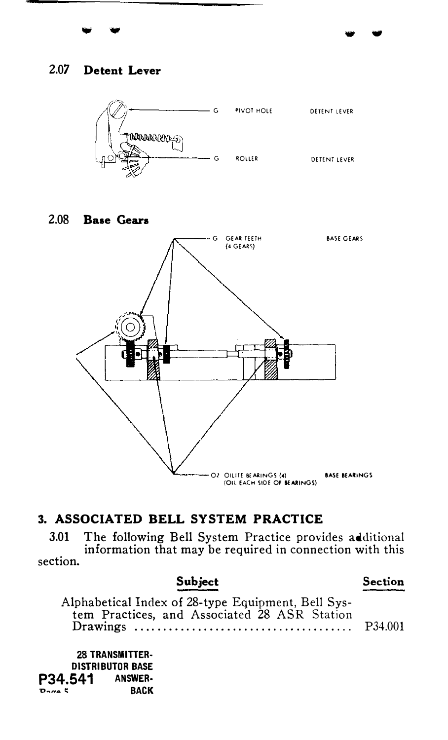## 2.07 Detent Lever

G PIVOT HOLE — DETENT LEVER

G ROLLER — DETENT LEVER

## 2.08 Base Gears

G GEAR TEETH (4 GEARS) — BASE GEARS

O2 OILITE BEARINGS (4) (OIL EACH SIDE OF BEARINGS) — BASE BEARINGS

# 3. ASSOCIATED BELL SYSTEM PRACTICE

3.01 The following Bell System Practice provides additional information that may be required in connection with this section.

| Subject | Section |
|---|---|
| Alphabetical Index of 28-type Equipment, Bell System Practices, and Associated 28 ASR Station Drawings | P34.001 |